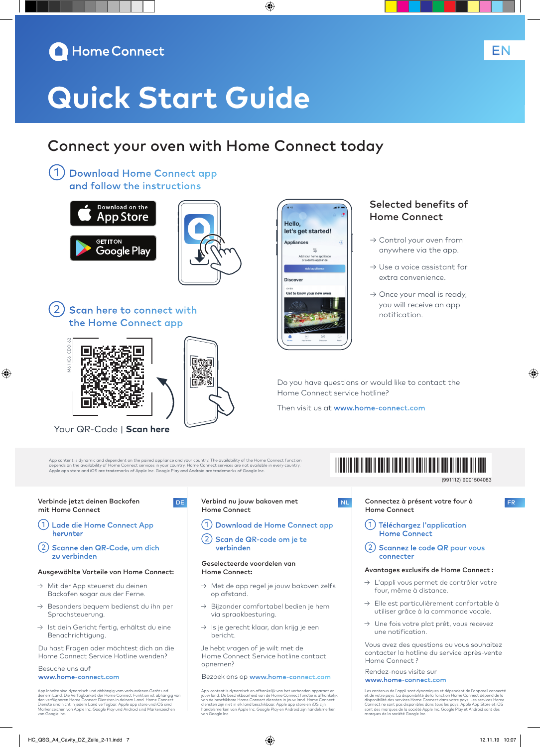Home Connect

EN

# Quick Start Guide

## Connect your oven with Home Connect today

1. Download Home Connect app and follow the instructions

Download on the App Store

GET IT ON Google Play

2. Scan here to connect with the Home Connect app

M61 IC6 CBO 62

Your QR-Code | **Scan here**

### Selected benefits of Home Connect

→ Control your oven from anywhere via the app.

→ Use a voice assistant for extra convenience.

→ Once your meal is ready, you will receive an app notification.

Do you have questions or would like to contact the Home Connect service hotline?

Then visit us at **www.home-connect.com**

App content is dynamic and dependent on the paired appliance and your country. The availability of the Home Connect function depends on the availability of Home Connect services in your country. Home Connect services are not available in every country. Apple app store and iOS are trademarks of Apple Inc. Google Play and Android are trademarks of Google Inc.

(991112) 9001504083

---

DE

### Verbinde jetzt deinen Backofen mit Home Connect

1. Lade die Home Connect App herunter
2. Scanne den QR-Code, um dich zu verbinden

**Ausgewählte Vorteile von Home Connect:**

→ Mit der App steuerst du deinen Backofen sogar aus der Ferne.

→ Besonders bequem bedienst du ihn per Sprachsteuerung.

→ Ist dein Gericht fertig, erhältst du eine Benachrichtigung.

Du hast Fragen oder möchtest dich an die Home Connect Service Hotline wenden?

Besuche uns auf
**www.home-connect.com**

App Inhalte sind dynamisch und abhängig vom verbundenen Gerät und deinem Land. Die Verfügbarkeit der Home Connect Funktion ist abhängig von den verfügbaren Home Connect Diensten in deinem Land. Home Connect Dienste sind nicht in jedem Land verfügbar. Apple app store und iOS sind Markenzeichen von Apple Inc. Google Play und Android sind Markenzeichen von Google Inc.

---

NL

### Verbind nu jouw bakoven met Home Connect

1. Download de Home Connect app
2. Scan de QR-code om je te verbinden

**Geselecteerde voordelen van Home Connect:**

→ Met de app regel je jouw bakoven zelfs op afstand.

→ Bijzonder comfortabel bedien je hem via spraakbesturing.

→ Is je gerecht klaar, dan krijg je een bericht.

Je hebt vragen of je wilt met de Home Connect Service hotline contact opnemen?

Bezoek ons op **www.home-connect.com**

App-content is dynamisch en afhankelijk van het verbonden apparaat en jouw land. De beschikbaarheid van de Home Connect functie is afhankelijk van de beschikbare Home Connect diensten in jouw land. Home Connect diensten zijn niet in elk land beschikbaar. Apple app store en iOS zijn handelsmerken van Apple Inc. Google Play en Android zijn handelsmerken van Google Inc.

---

FR

### Connectez à présent votre four à Home Connect

1. Téléchargez l'application Home Connect
2. Scannez le code QR pour vous connecter

**Avantages exclusifs de Home Connect :**

→ L'appli vous permet de contrôler votre four, même à distance.

→ Elle est particulièrement confortable à utiliser grâce à la commande vocale.

→ Une fois votre plat prêt, vous recevez une notification.

Vous avez des questions ou vous souhaitez contacter la hotline du service après-vente Home Connect ?

Rendez-nous visite sur
**www.home-connect.com**

Les contenus de l'appli sont dynamiques et dépendent de l'appareil connecté et de votre pays. La disponibilité de la fonction Home Connect dépend de la disponibilité des services Home Connect dans votre pays. Les services Home Connect ne sont pas disponibles dans tous les pays. Apple App Store et iOS sont des marques de la société Apple Inc. Google Play et Android sont des marques de la société Google Inc.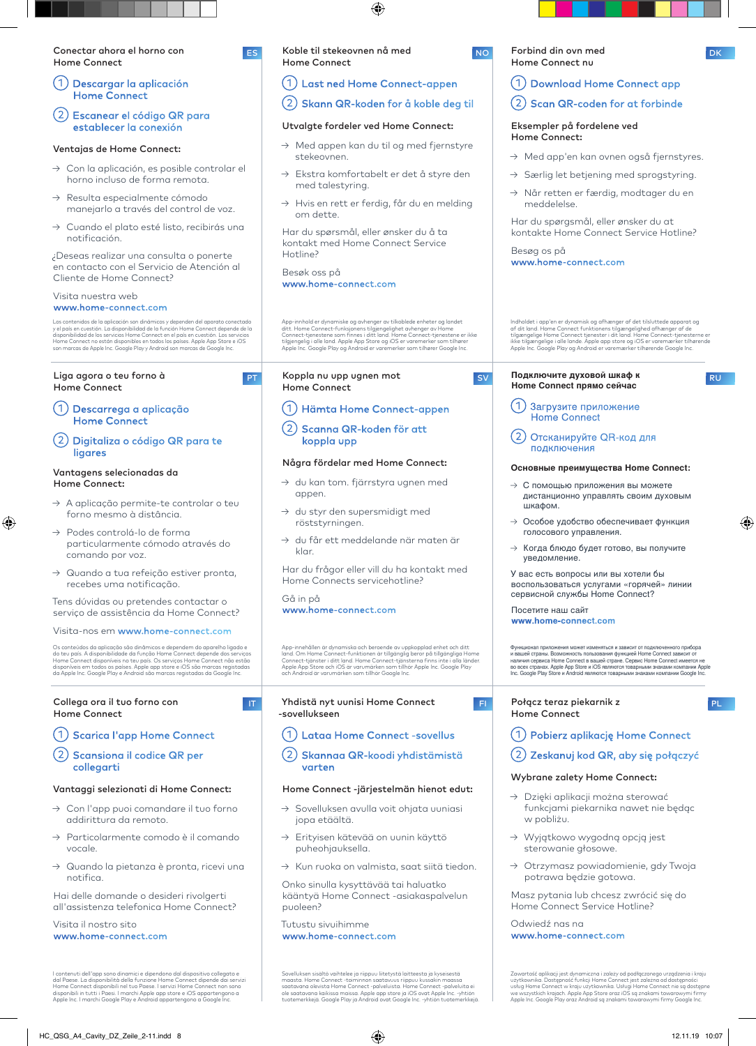## Conectar ahora el horno con Home Connect

ES

1. Descargar la aplicación Home Connect
2. Escanear el código QR para establecer la conexión

### Ventajas de Home Connect:

→ Con la aplicación, es posible controlar el horno incluso de forma remota.

→ Resulta especialmente cómodo manejarlo a través del control de voz.

→ Cuando el plato esté listo, recibirás una notificación.

¿Deseas realizar una consulta o ponerte en contacto con el Servicio de Atención al Cliente de Home Connect?

Visita nuestra web
www.home-connect.com

Los contenidos de la aplicación son dinámicos y dependen del aparato conectado y el país en cuestión. La disponibilidad de la función Home Connect depende de la disponibilidad de los servicios Home Connect en el país en cuestión. Los servicios Home Connect no están disponibles en todos los países. Apple App Store e iOS son marcas de Apple Inc. Google Play y Android son marcas de Google Inc.

## Koble til stekeovnen nå med Home Connect

NO

1. Last ned Home Connect-appen
2. Skann QR-koden for å koble deg til

### Utvalgte fordeler ved Home Connect:

→ Med appen kan du til og med fjernstyre stekeovnen.

→ Ekstra komfortabelt er det å styre den med talestyring.

→ Hvis en rett er ferdig, får du en melding om dette.

Har du spørsmål, eller ønsker du å ta kontakt med Home Connect Service Hotline?

Besøk oss på
www.home-connect.com

App-innhold er dynamiske og avhenger av tilkoblede enheter og landet ditt. Home Connect-funksjonens tilgjengelighet avhenger av Home Connect-tjenestene som finnes i ditt land. Home Connect-tjenestene er ikke tilgjengelig i alle land. Apple App Store og iOS er varemerker som tilhører Apple Inc. Google Play og Android er varemerker som tilhører Google Inc.

## Forbind din ovn med Home Connect nu

DK

1. Download Home Connect app
2. Scan QR-coden for at forbinde

### Eksempler på fordelene ved Home Connect:

→ Med app'en kan ovnen også fjernstyres.

→ Særlig let betjening med sprogstyring.

→ Når retten er færdig, modtager du en meddelelse.

Har du spørgsmål, eller ønsker du at kontakte Home Connect Service Hotline?

Besøg os på
www.home-connect.com

Indholdet i app'en er dynamisk og afhænger af det tilsluttede apparat og af dit land. Home Connect funktionens tilgængelighed afhænger af de tilgængelige Home Connect tjenester i dit land. Home Connect-tjenesterne er ikke tilgængelige i alle lande. Apple App store og iOS er varemærker tilhørende Apple Inc. Google Play og Android er varemærker tilhørende Google Inc.

## Liga agora o teu forno à Home Connect

PT

1. Descarrega a aplicação Home Connect
2. Digitaliza o código QR para te ligares

### Vantagens selecionadas da Home Connect:

→ A aplicação permite-te controlar o teu forno mesmo à distância.

→ Podes controlá-lo de forma particularmente cómodo através do comando por voz.

→ Quando a tua refeição estiver pronta, recebes uma notificação.

Tens dúvidas ou pretendes contactar o serviço de assistência da Home Connect?

Visita-nos em www.home-connect.com

Os conteúdos da aplicação são dinâmicos e dependem do aparelho ligado e do teu país. A disponibilidade da função Home Connect depende dos serviços Home Connect disponíveis no teu país. Os serviços Home Connect não estão disponíveis em todos os países. Apple app store e iOS são marcas registadas da Apple Inc. Google Play e Android são marcas registadas da Google Inc.

## Koppla nu upp ugnen mot Home Connect

SV

1. Hämta Home Connect-appen
2. Scanna QR-koden för att koppla upp

### Några fördelar med Home Connect:

→ du kan tom. fjärrstyra ugnen med appen.

→ du styr den supersmidigt med röststyrningen.

→ du får ett meddelande när maten är klar.

Har du frågor eller vill du ha kontakt med Home Connects servicehotline?

Gå in på
www.home-connect.com

App-innehållen är dynamiska och beroende av uppkopplad enhet och ditt land. Om Home Connect-funktionen är tillgänglig beror på tillgängliga Home Connect-tjänster i ditt land. Home Connect-tjänsterna finns inte i alla länder. Apple App Store och iOS är varumärken som tillhör Apple Inc. Google Play och Android är varumärken som tillhör Google Inc.

## Подключите духовой шкаф к Home Connect прямо сейчас

RU

1. Загрузите приложение Home Connect
2. Отсканируйте QR-код для подключения

### Основные преимущества Home Connect:

→ С помощью приложения вы можете дистанционно управлять своим духовым шкафом.

→ Особое удобство обеспечивает функция голосового управления.

→ Когда блюдо будет готово, вы получите уведомление.

У вас есть вопросы или вы хотели бы воспользоваться услугами «горячей» линии сервисной службы Home Connect?

Посетите наш сайт
www.home-connect.com

Функционал приложения может изменяться и зависит от подключенного прибора и вашей страны. Возможность пользования функцией Home Connect зависит от наличия сервиса Home Connect в вашей стране. Сервис Home Connect имеется не во всех странах. Apple App Store и iOS являются товарными знаками компании Apple Inc. Google Play Store и Android являются товарными знаками компании Google Inc.

## Collega ora il tuo forno con Home Connect

IT

1. Scarica l'app Home Connect
2. Scansiona il codice QR per collegarti

### Vantaggi selezionati di Home Connect:

→ Con l'app puoi comandare il tuo forno addirittura da remoto.

→ Particolarmente comodo è il comando vocale.

→ Quando la pietanza è pronta, ricevi una notifica.

Hai delle domande o desideri rivolgerti all'assistenza telefonica Home Connect?

Visita il nostro sito
www.home-connect.com

I contenuti dell'app sono dinamici e dipendono dal dispositivo collegato e dal Paese. La disponibilità della funzione Home Connect dipende dai servizi Home Connect disponibili nel tuo Paese. I servizi Home Connect non sono disponibili in tutti i Paesi. I marchi Apple app store e iOS appartengono a Apple Inc. I marchi Google Play e Android appartengono a Google Inc.

## Yhdistä nyt uunisi Home Connect -sovellukseen

FI

1. Lataa Home Connect -sovellus
2. Skannaa QR-koodi yhdistämistä varten

### Home Connect -järjestelmän hienot edut:

→ Sovelluksen avulla voit ohjata uuniasi jopa etäältä.

→ Erityisen kätevää on uunin käyttö puheohjauksella.

→ Kun ruoka on valmista, saat siitä tiedon.

Onko sinulla kysyttävää tai haluatko kääntyä Home Connect -asiakaspalvelun puoleen?

Tutustu sivuihimme
www.home-connect.com

Sovelluksen sisältö vaihtelee ja riippuu liitetysta laitteesta ja kyseisestä maasta. Home Connect -toiminnon saatavuus riippuu kussakin maassa saatavana olevista Home Connect -palveluista. Home Connect -palveluita ei ole saatavana kaikissa maissa. Apple app store ja iOS ovat Apple Inc. -yhtiön tuotemerkkejä. Google Play ja Android ovat Google Inc. -yhtiön tuotemerkkejä.

## Połącz teraz piekarnik z Home Connect

PL

1. Pobierz aplikację Home Connect
2. Zeskanuj kod QR, aby się połączyć

### Wybrane zalety Home Connect:

→ Dzięki aplikacji można sterować funkcjami piekarnika nawet nie będąc w pobliżu.

→ Wyjątkowo wygodną opcją jest sterowanie głosowe.

→ Otrzymasz powiadomienie, gdy Twoja potrawa będzie gotowa.

Masz pytania lub chcesz zwrócić się do Home Connect Service Hotline?

Odwiedź nas na
www.home-connect.com

Zawartość aplikacji jest dynamiczna i zależy od podłączonego urządzenia i kraju użytkownika. Dostępność funkcji Home Connect jest zależna od dostępności usług Home Connect w kraju użytkownika. Usługi Home Connect nie są dostępne we wszystkich krajach. Apple App Store oraz iOS są znakami towarowymi firmy Apple Inc. Google Play oraz Android są znakami towarowymi firmy Google Inc.